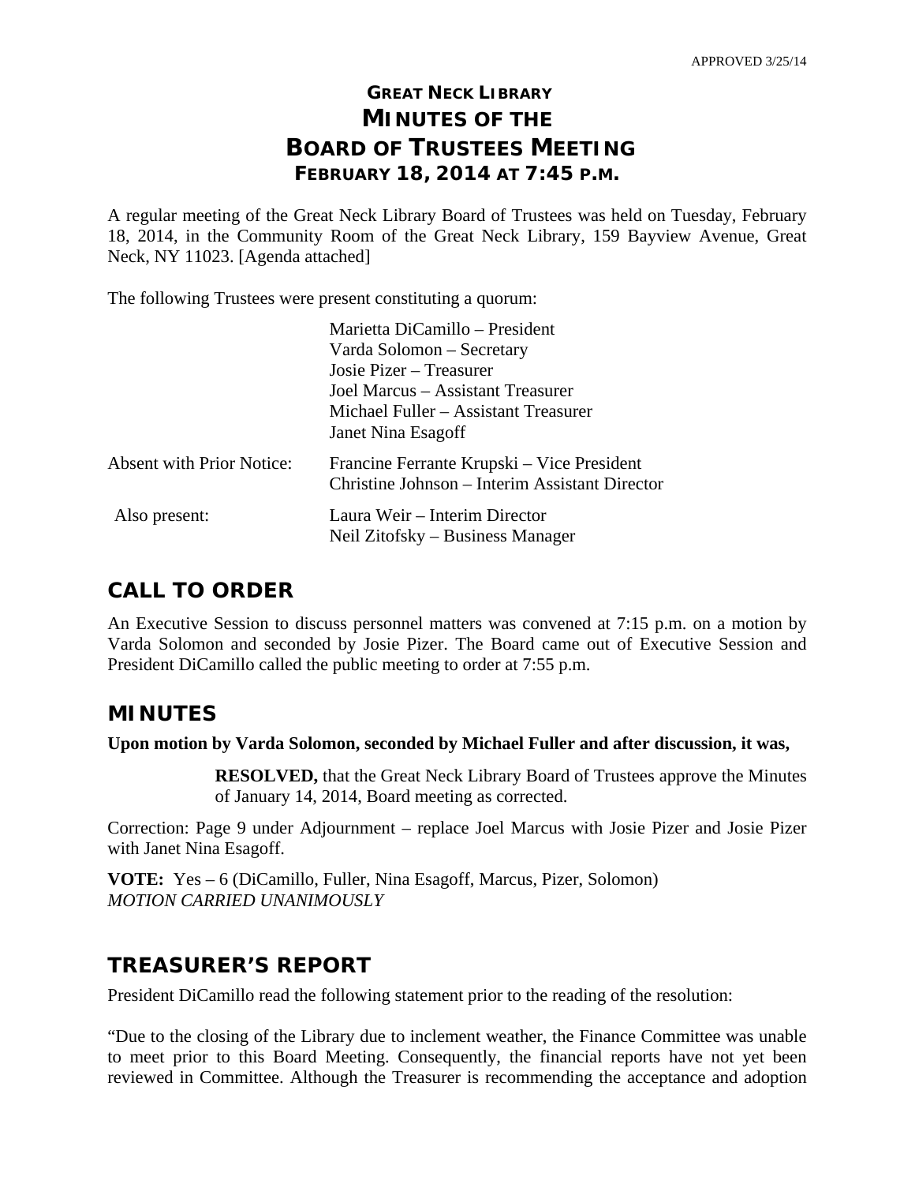APPROVED 3/25/14

# GREAT NECK LIBRARY
# MINUTES OF THE
# BOARD OF TRUSTEES MEETING
## FEBRUARY 18, 2014 AT 7:45 P.M.

A regular meeting of the Great Neck Library Board of Trustees was held on Tuesday, February 18, 2014, in the Community Room of the Great Neck Library, 159 Bayview Avenue, Great Neck, NY 11023. [Agenda attached]

The following Trustees were present constituting a quorum:

| | |
|---|---|
| | Marietta DiCamillo – President<br>Varda Solomon – Secretary<br>Josie Pizer – Treasurer<br>Joel Marcus – Assistant Treasurer<br>Michael Fuller – Assistant Treasurer<br>Janet Nina Esagoff |
| Absent with Prior Notice: | Francine Ferrante Krupski – Vice President<br>Christine Johnson – Interim Assistant Director |
| Also present: | Laura Weir – Interim Director<br>Neil Zitofsky – Business Manager |

## CALL TO ORDER

An Executive Session to discuss personnel matters was convened at 7:15 p.m. on a motion by Varda Solomon and seconded by Josie Pizer. The Board came out of Executive Session and President DiCamillo called the public meeting to order at 7:55 p.m.

## MINUTES

**Upon motion by Varda Solomon, seconded by Michael Fuller and after discussion, it was,**

> **RESOLVED,** that the Great Neck Library Board of Trustees approve the Minutes of January 14, 2014, Board meeting as corrected.

Correction: Page 9 under Adjournment – replace Joel Marcus with Josie Pizer and Josie Pizer with Janet Nina Esagoff.

**VOTE:** Yes – 6 (DiCamillo, Fuller, Nina Esagoff, Marcus, Pizer, Solomon)
*MOTION CARRIED UNANIMOUSLY*

## TREASURER'S REPORT

President DiCamillo read the following statement prior to the reading of the resolution:

"Due to the closing of the Library due to inclement weather, the Finance Committee was unable to meet prior to this Board Meeting. Consequently, the financial reports have not yet been reviewed in Committee. Although the Treasurer is recommending the acceptance and adoption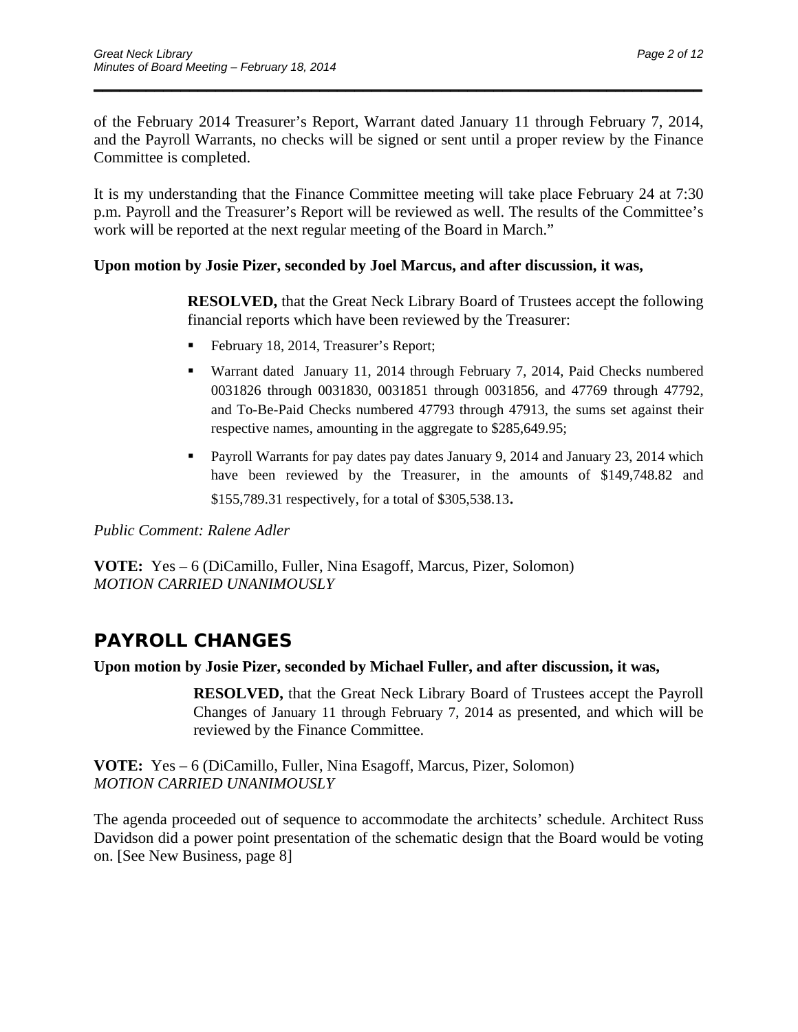of the February 2014 Treasurer's Report, Warrant dated January 11 through February 7, 2014, and the Payroll Warrants, no checks will be signed or sent until a proper review by the Finance Committee is completed.

It is my understanding that the Finance Committee meeting will take place February 24 at 7:30 p.m. Payroll and the Treasurer's Report will be reviewed as well. The results of the Committee's work will be reported at the next regular meeting of the Board in March."

**Upon motion by Josie Pizer, seconded by Joel Marcus, and after discussion, it was,**

> **RESOLVED,** that the Great Neck Library Board of Trustees accept the following financial reports which have been reviewed by the Treasurer:
>
> - February 18, 2014, Treasurer's Report;
> - Warrant dated January 11, 2014 through February 7, 2014, Paid Checks numbered 0031826 through 0031830, 0031851 through 0031856, and 47769 through 47792, and To-Be-Paid Checks numbered 47793 through 47913, the sums set against their respective names, amounting in the aggregate to $285,649.95;
> - Payroll Warrants for pay dates pay dates January 9, 2014 and January 23, 2014 which have been reviewed by the Treasurer, in the amounts of $149,748.82 and $155,789.31 respectively, for a total of $305,538.13.

*Public Comment: Ralene Adler*

**VOTE:** Yes – 6 (DiCamillo, Fuller, Nina Esagoff, Marcus, Pizer, Solomon)
*MOTION CARRIED UNANIMOUSLY*

## PAYROLL CHANGES

**Upon motion by Josie Pizer, seconded by Michael Fuller, and after discussion, it was,**

> **RESOLVED,** that the Great Neck Library Board of Trustees accept the Payroll Changes of January 11 through February 7, 2014 as presented, and which will be reviewed by the Finance Committee.

**VOTE:** Yes – 6 (DiCamillo, Fuller, Nina Esagoff, Marcus, Pizer, Solomon)
*MOTION CARRIED UNANIMOUSLY*

The agenda proceeded out of sequence to accommodate the architects' schedule. Architect Russ Davidson did a power point presentation of the schematic design that the Board would be voting on. [See New Business, page 8]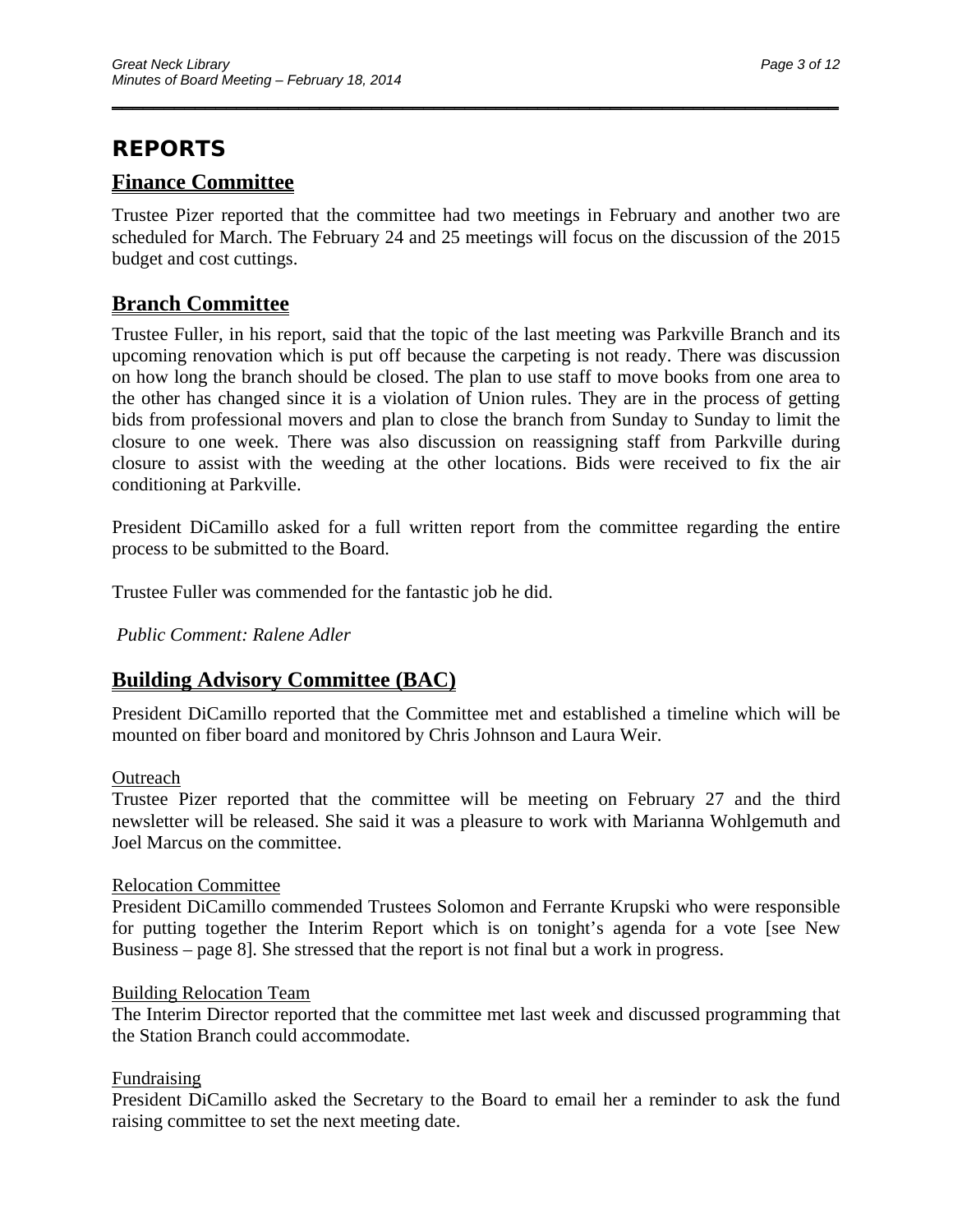# REPORTS

## Finance Committee

Trustee Pizer reported that the committee had two meetings in February and another two are scheduled for March. The February 24 and 25 meetings will focus on the discussion of the 2015 budget and cost cuttings.

## Branch Committee

Trustee Fuller, in his report, said that the topic of the last meeting was Parkville Branch and its upcoming renovation which is put off because the carpeting is not ready. There was discussion on how long the branch should be closed. The plan to use staff to move books from one area to the other has changed since it is a violation of Union rules. They are in the process of getting bids from professional movers and plan to close the branch from Sunday to Sunday to limit the closure to one week. There was also discussion on reassigning staff from Parkville during closure to assist with the weeding at the other locations. Bids were received to fix the air conditioning at Parkville.

President DiCamillo asked for a full written report from the committee regarding the entire process to be submitted to the Board.

Trustee Fuller was commended for the fantastic job he did.

*Public Comment: Ralene Adler*

## Building Advisory Committee (BAC)

President DiCamillo reported that the Committee met and established a timeline which will be mounted on fiber board and monitored by Chris Johnson and Laura Weir.

### Outreach

Trustee Pizer reported that the committee will be meeting on February 27 and the third newsletter will be released. She said it was a pleasure to work with Marianna Wohlgemuth and Joel Marcus on the committee.

### Relocation Committee

President DiCamillo commended Trustees Solomon and Ferrante Krupski who were responsible for putting together the Interim Report which is on tonight's agenda for a vote [see New Business – page 8]. She stressed that the report is not final but a work in progress.

### Building Relocation Team

The Interim Director reported that the committee met last week and discussed programming that the Station Branch could accommodate.

### Fundraising

President DiCamillo asked the Secretary to the Board to email her a reminder to ask the fund raising committee to set the next meeting date.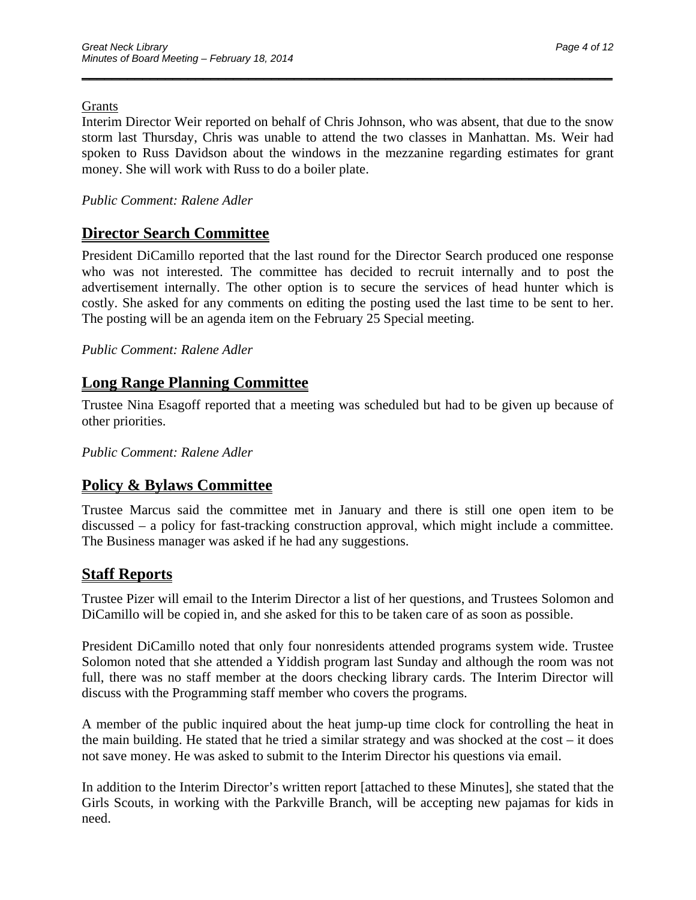Grants

Interim Director Weir reported on behalf of Chris Johnson, who was absent, that due to the snow storm last Thursday, Chris was unable to attend the two classes in Manhattan. Ms. Weir had spoken to Russ Davidson about the windows in the mezzanine regarding estimates for grant money. She will work with Russ to do a boiler plate.

*Public Comment: Ralene Adler*

## Director Search Committee

President DiCamillo reported that the last round for the Director Search produced one response who was not interested. The committee has decided to recruit internally and to post the advertisement internally. The other option is to secure the services of head hunter which is costly. She asked for any comments on editing the posting used the last time to be sent to her. The posting will be an agenda item on the February 25 Special meeting.

*Public Comment: Ralene Adler*

## Long Range Planning Committee

Trustee Nina Esagoff reported that a meeting was scheduled but had to be given up because of other priorities.

*Public Comment: Ralene Adler*

## Policy & Bylaws Committee

Trustee Marcus said the committee met in January and there is still one open item to be discussed – a policy for fast-tracking construction approval, which might include a committee. The Business manager was asked if he had any suggestions.

## Staff Reports

Trustee Pizer will email to the Interim Director a list of her questions, and Trustees Solomon and DiCamillo will be copied in, and she asked for this to be taken care of as soon as possible.

President DiCamillo noted that only four nonresidents attended programs system wide. Trustee Solomon noted that she attended a Yiddish program last Sunday and although the room was not full, there was no staff member at the doors checking library cards. The Interim Director will discuss with the Programming staff member who covers the programs.

A member of the public inquired about the heat jump-up time clock for controlling the heat in the main building. He stated that he tried a similar strategy and was shocked at the cost – it does not save money. He was asked to submit to the Interim Director his questions via email.

In addition to the Interim Director's written report [attached to these Minutes], she stated that the Girls Scouts, in working with the Parkville Branch, will be accepting new pajamas for kids in need.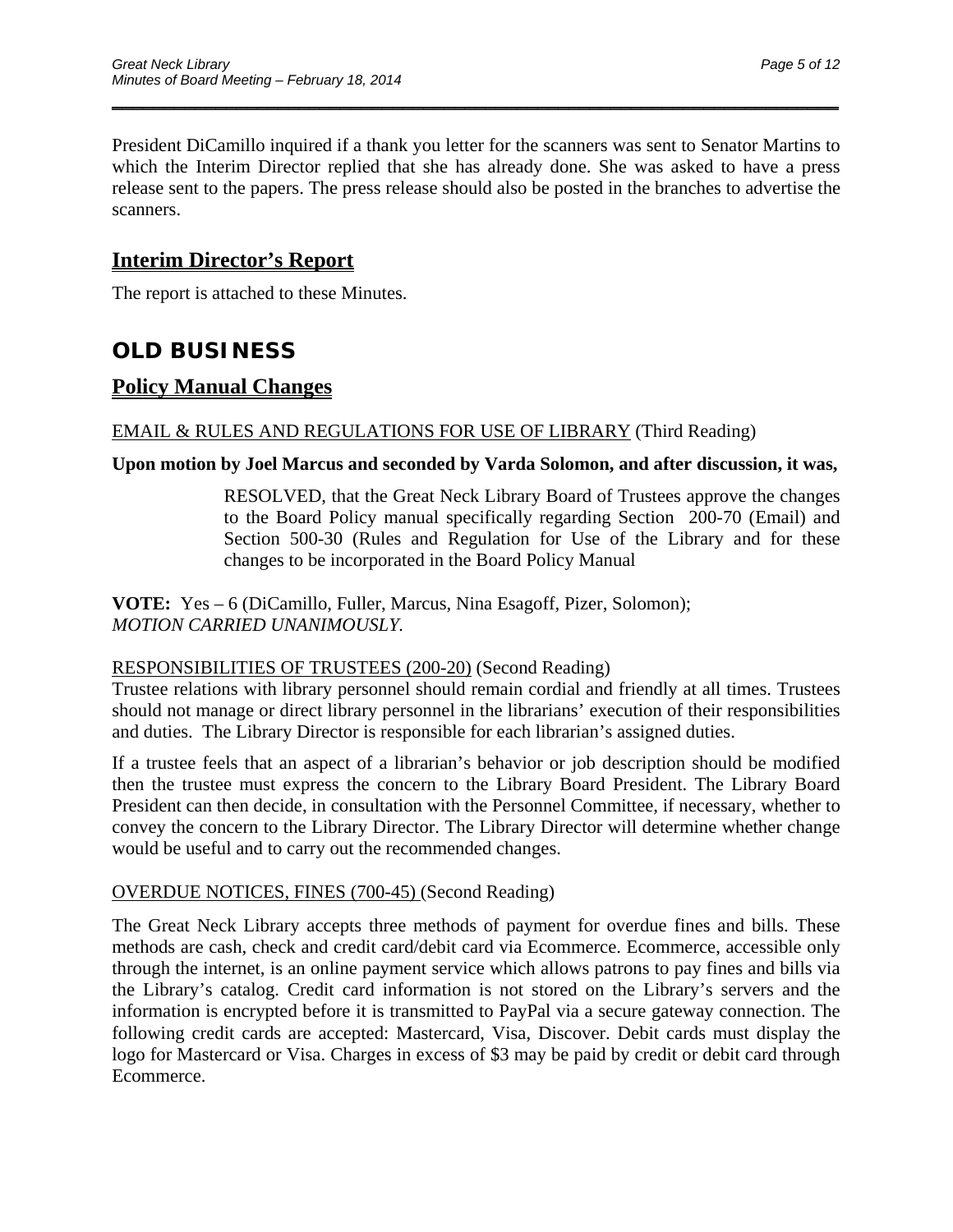President DiCamillo inquired if a thank you letter for the scanners was sent to Senator Martins to which the Interim Director replied that she has already done. She was asked to have a press release sent to the papers. The press release should also be posted in the branches to advertise the scanners.

## Interim Director's Report

The report is attached to these Minutes.

# OLD BUSINESS

## Policy Manual Changes

EMAIL & RULES AND REGULATIONS FOR USE OF LIBRARY (Third Reading)

**Upon motion by Joel Marcus and seconded by Varda Solomon, and after discussion, it was,**

> RESOLVED, that the Great Neck Library Board of Trustees approve the changes to the Board Policy manual specifically regarding Section 200-70 (Email) and Section 500-30 (Rules and Regulation for Use of the Library and for these changes to be incorporated in the Board Policy Manual

**VOTE:** Yes – 6 (DiCamillo, Fuller, Marcus, Nina Esagoff, Pizer, Solomon);
*MOTION CARRIED UNANIMOUSLY.*

RESPONSIBILITIES OF TRUSTEES (200-20) (Second Reading)
Trustee relations with library personnel should remain cordial and friendly at all times. Trustees should not manage or direct library personnel in the librarians' execution of their responsibilities and duties. The Library Director is responsible for each librarian's assigned duties.

If a trustee feels that an aspect of a librarian's behavior or job description should be modified then the trustee must express the concern to the Library Board President. The Library Board President can then decide, in consultation with the Personnel Committee, if necessary, whether to convey the concern to the Library Director. The Library Director will determine whether change would be useful and to carry out the recommended changes.

OVERDUE NOTICES, FINES (700-45) (Second Reading)

The Great Neck Library accepts three methods of payment for overdue fines and bills. These methods are cash, check and credit card/debit card via Ecommerce. Ecommerce, accessible only through the internet, is an online payment service which allows patrons to pay fines and bills via the Library's catalog. Credit card information is not stored on the Library's servers and the information is encrypted before it is transmitted to PayPal via a secure gateway connection. The following credit cards are accepted: Mastercard, Visa, Discover. Debit cards must display the logo for Mastercard or Visa. Charges in excess of $3 may be paid by credit or debit card through Ecommerce.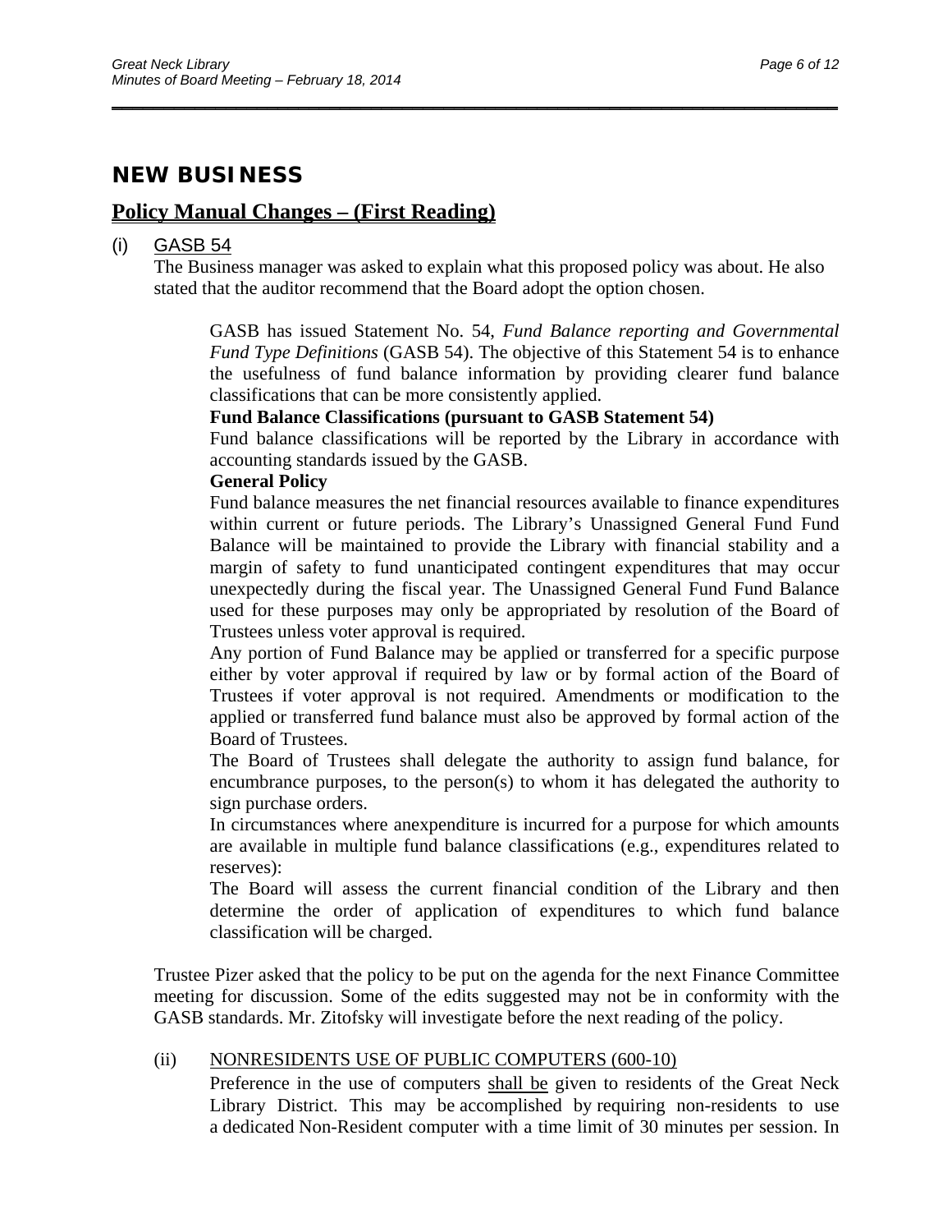## NEW BUSINESS

### Policy Manual Changes – (First Reading)

(i) GASB 54

The Business manager was asked to explain what this proposed policy was about. He also stated that the auditor recommend that the Board adopt the option chosen.

> GASB has issued Statement No. 54, *Fund Balance reporting and Governmental Fund Type Definitions* (GASB 54). The objective of this Statement 54 is to enhance the usefulness of fund balance information by providing clearer fund balance classifications that can be more consistently applied.
>
> **Fund Balance Classifications (pursuant to GASB Statement 54)**
>
> Fund balance classifications will be reported by the Library in accordance with accounting standards issued by the GASB.
>
> **General Policy**
>
> Fund balance measures the net financial resources available to finance expenditures within current or future periods. The Library's Unassigned General Fund Fund Balance will be maintained to provide the Library with financial stability and a margin of safety to fund unanticipated contingent expenditures that may occur unexpectedly during the fiscal year. The Unassigned General Fund Fund Balance used for these purposes may only be appropriated by resolution of the Board of Trustees unless voter approval is required.
>
> Any portion of Fund Balance may be applied or transferred for a specific purpose either by voter approval if required by law or by formal action of the Board of Trustees if voter approval is not required. Amendments or modification to the applied or transferred fund balance must also be approved by formal action of the Board of Trustees.
>
> The Board of Trustees shall delegate the authority to assign fund balance, for encumbrance purposes, to the person(s) to whom it has delegated the authority to sign purchase orders.
>
> In circumstances where anexpenditure is incurred for a purpose for which amounts are available in multiple fund balance classifications (e.g., expenditures related to reserves):
>
> The Board will assess the current financial condition of the Library and then determine the order of application of expenditures to which fund balance classification will be charged.

Trustee Pizer asked that the policy to be put on the agenda for the next Finance Committee meeting for discussion. Some of the edits suggested may not be in conformity with the GASB standards. Mr. Zitofsky will investigate before the next reading of the policy.

(ii) NONRESIDENTS USE OF PUBLIC COMPUTERS (600-10)

Preference in the use of computers shall be given to residents of the Great Neck Library District. This may be accomplished by requiring non-residents to use a dedicated Non-Resident computer with a time limit of 30 minutes per session. In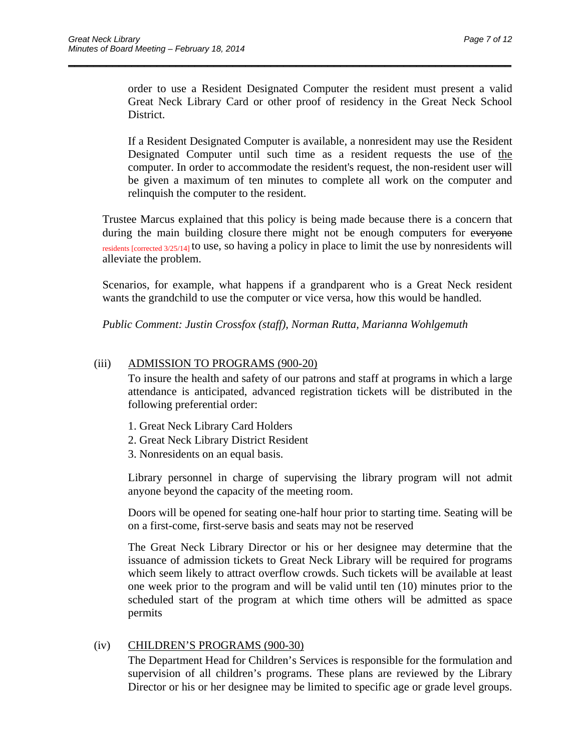order to use a Resident Designated Computer the resident must present a valid Great Neck Library Card or other proof of residency in the Great Neck School District.

If a Resident Designated Computer is available, a nonresident may use the Resident Designated Computer until such time as a resident requests the use of the computer. In order to accommodate the resident's request, the non-resident user will be given a maximum of ten minutes to complete all work on the computer and relinquish the computer to the resident.

Trustee Marcus explained that this policy is being made because there is a concern that during the main building closure there might not be enough computers for ~~everyone~~ residents [corrected 3/25/14] to use, so having a policy in place to limit the use by nonresidents will alleviate the problem.

Scenarios, for example, what happens if a grandparent who is a Great Neck resident wants the grandchild to use the computer or vice versa, how this would be handled.

*Public Comment: Justin Crossfox (staff), Norman Rutta, Marianna Wohlgemuth*

(iii) ADMISSION TO PROGRAMS (900-20)

To insure the health and safety of our patrons and staff at programs in which a large attendance is anticipated, advanced registration tickets will be distributed in the following preferential order:

1. Great Neck Library Card Holders
2. Great Neck Library District Resident
3. Nonresidents on an equal basis.

Library personnel in charge of supervising the library program will not admit anyone beyond the capacity of the meeting room.

Doors will be opened for seating one-half hour prior to starting time. Seating will be on a first-come, first-serve basis and seats may not be reserved

The Great Neck Library Director or his or her designee may determine that the issuance of admission tickets to Great Neck Library will be required for programs which seem likely to attract overflow crowds. Such tickets will be available at least one week prior to the program and will be valid until ten (10) minutes prior to the scheduled start of the program at which time others will be admitted as space permits

(iv) CHILDREN'S PROGRAMS (900-30)

The Department Head for Children's Services is responsible for the formulation and supervision of all children's programs. These plans are reviewed by the Library Director or his or her designee may be limited to specific age or grade level groups.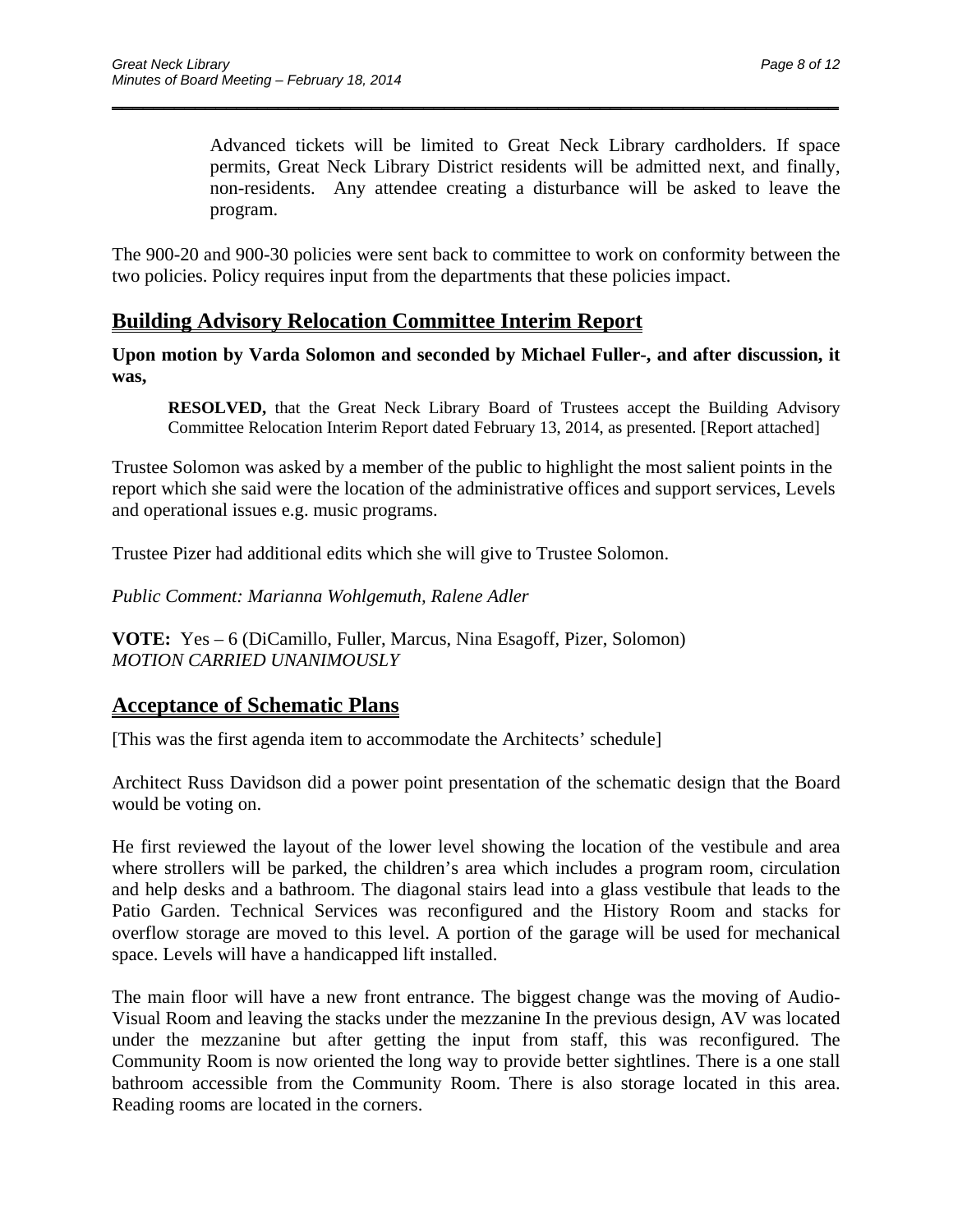> Advanced tickets will be limited to Great Neck Library cardholders. If space permits, Great Neck Library District residents will be admitted next, and finally, non-residents. Any attendee creating a disturbance will be asked to leave the program.

The 900-20 and 900-30 policies were sent back to committee to work on conformity between the two policies. Policy requires input from the departments that these policies impact.

## Building Advisory Relocation Committee Interim Report

**Upon motion by Varda Solomon and seconded by Michael Fuller-, and after discussion, it was,**

> **RESOLVED,** that the Great Neck Library Board of Trustees accept the Building Advisory Committee Relocation Interim Report dated February 13, 2014, as presented. [Report attached]

Trustee Solomon was asked by a member of the public to highlight the most salient points in the report which she said were the location of the administrative offices and support services, Levels and operational issues e.g. music programs.

Trustee Pizer had additional edits which she will give to Trustee Solomon.

*Public Comment: Marianna Wohlgemuth, Ralene Adler*

**VOTE:** Yes – 6 (DiCamillo, Fuller, Marcus, Nina Esagoff, Pizer, Solomon)
*MOTION CARRIED UNANIMOUSLY*

## Acceptance of Schematic Plans

[This was the first agenda item to accommodate the Architects' schedule]

Architect Russ Davidson did a power point presentation of the schematic design that the Board would be voting on.

He first reviewed the layout of the lower level showing the location of the vestibule and area where strollers will be parked, the children's area which includes a program room, circulation and help desks and a bathroom. The diagonal stairs lead into a glass vestibule that leads to the Patio Garden. Technical Services was reconfigured and the History Room and stacks for overflow storage are moved to this level. A portion of the garage will be used for mechanical space. Levels will have a handicapped lift installed.

The main floor will have a new front entrance. The biggest change was the moving of Audio-Visual Room and leaving the stacks under the mezzanine In the previous design, AV was located under the mezzanine but after getting the input from staff, this was reconfigured. The Community Room is now oriented the long way to provide better sightlines. There is a one stall bathroom accessible from the Community Room. There is also storage located in this area. Reading rooms are located in the corners.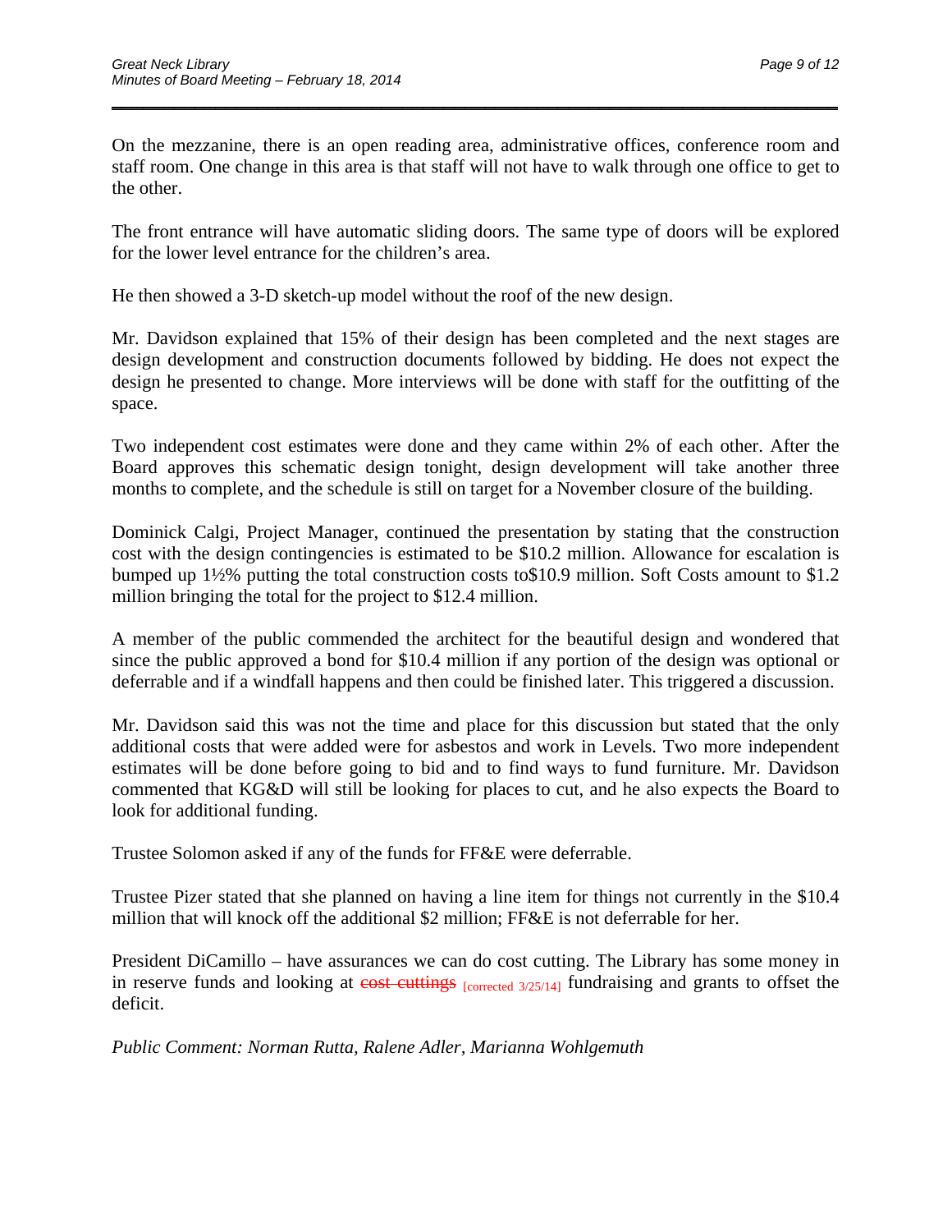On the mezzanine, there is an open reading area, administrative offices, conference room and staff room. One change in this area is that staff will not have to walk through one office to get to the other.

The front entrance will have automatic sliding doors. The same type of doors will be explored for the lower level entrance for the children's area.

He then showed a 3-D sketch-up model without the roof of the new design.

Mr. Davidson explained that 15% of their design has been completed and the next stages are design development and construction documents followed by bidding. He does not expect the design he presented to change. More interviews will be done with staff for the outfitting of the space.

Two independent cost estimates were done and they came within 2% of each other. After the Board approves this schematic design tonight, design development will take another three months to complete, and the schedule is still on target for a November closure of the building.

Dominick Calgi, Project Manager, continued the presentation by stating that the construction cost with the design contingencies is estimated to be $10.2 million. Allowance for escalation is bumped up 1½% putting the total construction costs to$10.9 million. Soft Costs amount to $1.2 million bringing the total for the project to $12.4 million.

A member of the public commended the architect for the beautiful design and wondered that since the public approved a bond for $10.4 million if any portion of the design was optional or deferrable and if a windfall happens and then could be finished later. This triggered a discussion.

Mr. Davidson said this was not the time and place for this discussion but stated that the only additional costs that were added were for asbestos and work in Levels. Two more independent estimates will be done before going to bid and to find ways to fund furniture. Mr. Davidson commented that KG&D will still be looking for places to cut, and he also expects the Board to look for additional funding.

Trustee Solomon asked if any of the funds for FF&E were deferrable.

Trustee Pizer stated that she planned on having a line item for things not currently in the $10.4 million that will knock off the additional $2 million; FF&E is not deferrable for her.

President DiCamillo – have assurances we can do cost cutting. The Library has some money in in reserve funds and looking at ~~cost cuttings~~ [corrected 3/25/14] fundraising and grants to offset the deficit.

*Public Comment: Norman Rutta, Ralene Adler, Marianna Wohlgemuth*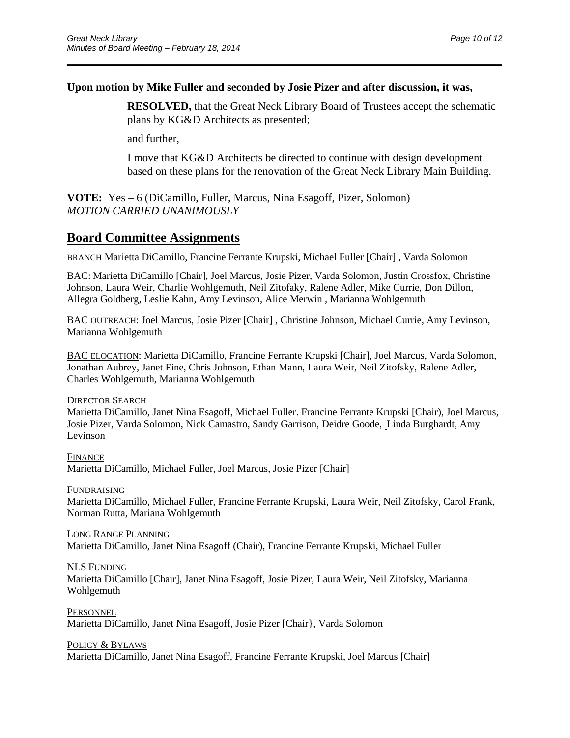**Upon motion by Mike Fuller and seconded by Josie Pizer and after discussion, it was,**

> **RESOLVED,** that the Great Neck Library Board of Trustees accept the schematic plans by KG&D Architects as presented;
>
> and further,
>
> I move that KG&D Architects be directed to continue with design development based on these plans for the renovation of the Great Neck Library Main Building.

**VOTE:** Yes – 6 (DiCamillo, Fuller, Marcus, Nina Esagoff, Pizer, Solomon)
*MOTION CARRIED UNANIMOUSLY*

## Board Committee Assignments

BRANCH Marietta DiCamillo, Francine Ferrante Krupski, Michael Fuller [Chair] , Varda Solomon

BAC: Marietta DiCamillo [Chair], Joel Marcus, Josie Pizer, Varda Solomon, Justin Crossfox, Christine Johnson, Laura Weir, Charlie Wohlgemuth, Neil Zitofaky, Ralene Adler, Mike Currie, Don Dillon, Allegra Goldberg, Leslie Kahn, Amy Levinson, Alice Merwin , Marianna Wohlgemuth

BAC OUTREACH: Joel Marcus, Josie Pizer [Chair] , Christine Johnson, Michael Currie, Amy Levinson, Marianna Wohlgemuth

BAC ELOCATION: Marietta DiCamillo, Francine Ferrante Krupski [Chair], Joel Marcus, Varda Solomon, Jonathan Aubrey, Janet Fine, Chris Johnson, Ethan Mann, Laura Weir, Neil Zitofsky, Ralene Adler, Charles Wohlgemuth, Marianna Wohlgemuth

DIRECTOR SEARCH
Marietta DiCamillo, Janet Nina Esagoff, Michael Fuller. Francine Ferrante Krupski (Chair), Joel Marcus, Josie Pizer, Varda Solomon, Nick Camastro, Sandy Garrison, Deidre Goode, Linda Burghardt, Amy Levinson

FINANCE
Marietta DiCamillo, Michael Fuller, Joel Marcus, Josie Pizer [Chair]

FUNDRAISING
Marietta DiCamillo, Michael Fuller, Francine Ferrante Krupski, Laura Weir, Neil Zitofsky, Carol Frank, Norman Rutta, Mariana Wohlgemuth

LONG RANGE PLANNING
Marietta DiCamillo, Janet Nina Esagoff (Chair), Francine Ferrante Krupski, Michael Fuller

NLS FUNDING
Marietta DiCamillo [Chair], Janet Nina Esagoff, Josie Pizer, Laura Weir, Neil Zitofsky, Marianna Wohlgemuth

PERSONNEL
Marietta DiCamillo, Janet Nina Esagoff, Josie Pizer [Chair}, Varda Solomon

POLICY & BYLAWS
Marietta DiCamillo, Janet Nina Esagoff, Francine Ferrante Krupski, Joel Marcus [Chair]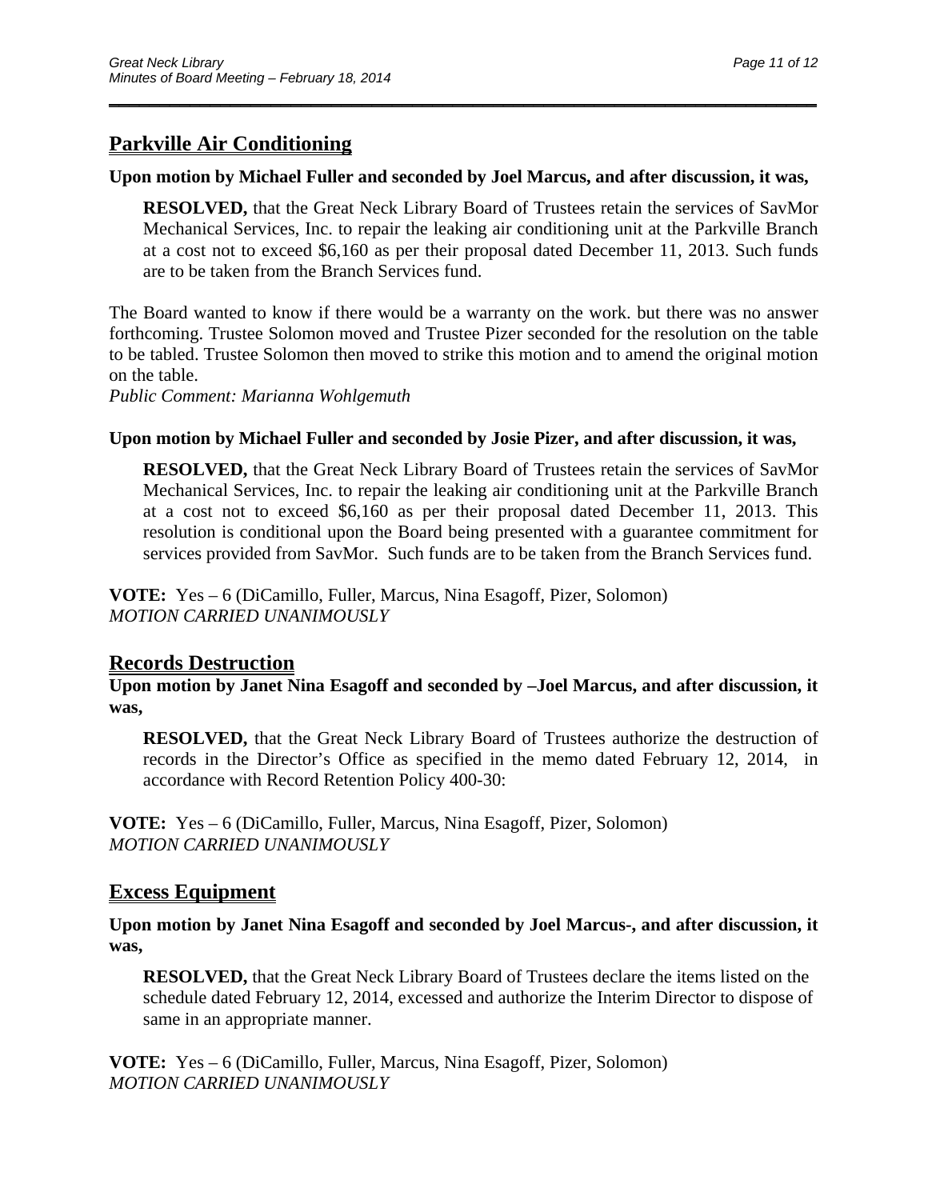## Parkville Air Conditioning

**Upon motion by Michael Fuller and seconded by Joel Marcus, and after discussion, it was,**

> **RESOLVED,** that the Great Neck Library Board of Trustees retain the services of SavMor Mechanical Services, Inc. to repair the leaking air conditioning unit at the Parkville Branch at a cost not to exceed $6,160 as per their proposal dated December 11, 2013. Such funds are to be taken from the Branch Services fund.

The Board wanted to know if there would be a warranty on the work. but there was no answer forthcoming. Trustee Solomon moved and Trustee Pizer seconded for the resolution on the table to be tabled. Trustee Solomon then moved to strike this motion and to amend the original motion on the table.
*Public Comment: Marianna Wohlgemuth*

**Upon motion by Michael Fuller and seconded by Josie Pizer, and after discussion, it was,**

> **RESOLVED,** that the Great Neck Library Board of Trustees retain the services of SavMor Mechanical Services, Inc. to repair the leaking air conditioning unit at the Parkville Branch at a cost not to exceed $6,160 as per their proposal dated December 11, 2013. This resolution is conditional upon the Board being presented with a guarantee commitment for services provided from SavMor. Such funds are to be taken from the Branch Services fund.

**VOTE:** Yes – 6 (DiCamillo, Fuller, Marcus, Nina Esagoff, Pizer, Solomon)
*MOTION CARRIED UNANIMOUSLY*

## Records Destruction

**Upon motion by Janet Nina Esagoff and seconded by –Joel Marcus, and after discussion, it was,**

> **RESOLVED,** that the Great Neck Library Board of Trustees authorize the destruction of records in the Director's Office as specified in the memo dated February 12, 2014, in accordance with Record Retention Policy 400-30:

**VOTE:** Yes – 6 (DiCamillo, Fuller, Marcus, Nina Esagoff, Pizer, Solomon)
*MOTION CARRIED UNANIMOUSLY*

## Excess Equipment

**Upon motion by Janet Nina Esagoff and seconded by Joel Marcus-, and after discussion, it was,**

> **RESOLVED,** that the Great Neck Library Board of Trustees declare the items listed on the schedule dated February 12, 2014, excessed and authorize the Interim Director to dispose of same in an appropriate manner.

**VOTE:** Yes – 6 (DiCamillo, Fuller, Marcus, Nina Esagoff, Pizer, Solomon)
*MOTION CARRIED UNANIMOUSLY*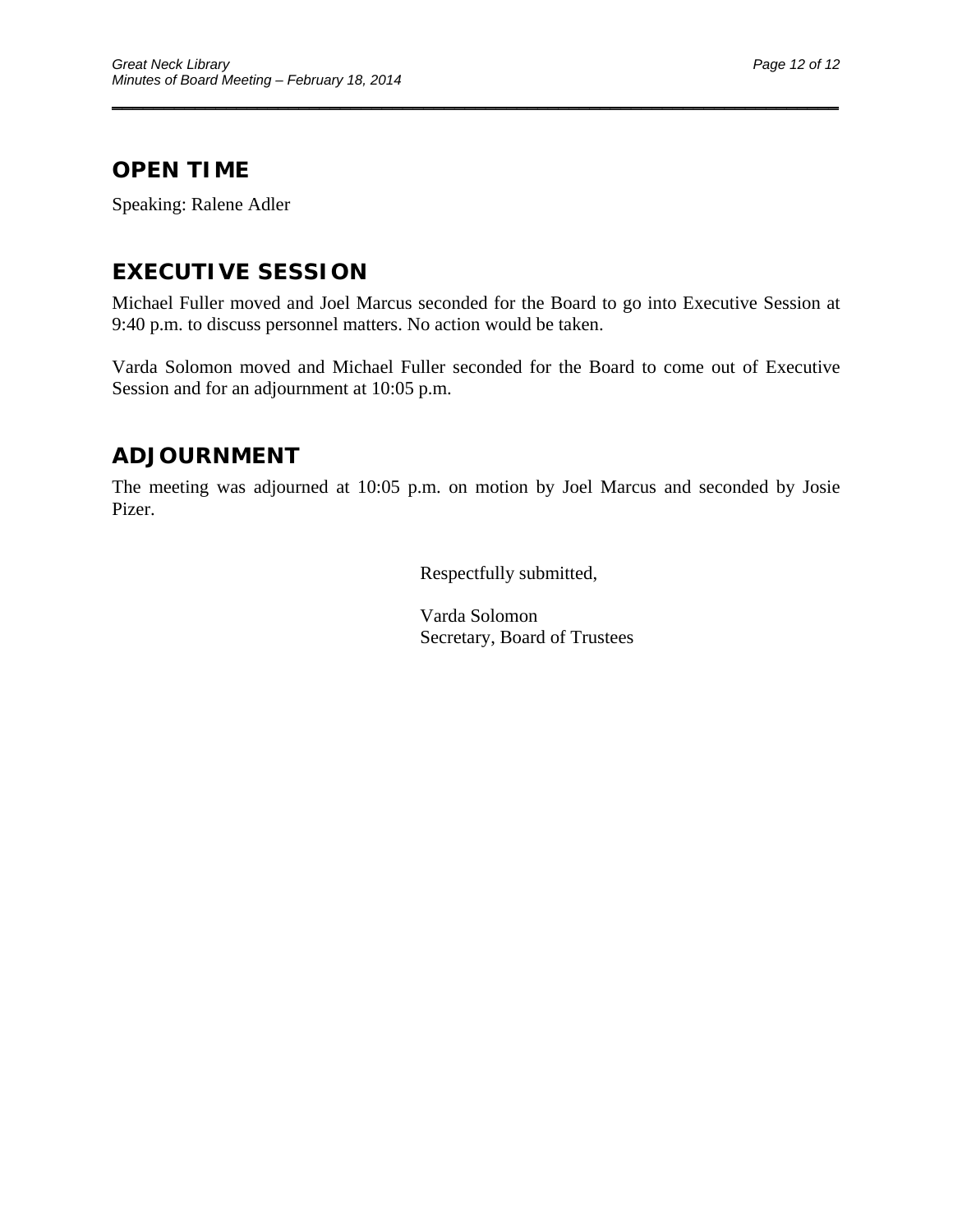## OPEN TIME

Speaking: Ralene Adler

## EXECUTIVE SESSION

Michael Fuller moved and Joel Marcus seconded for the Board to go into Executive Session at 9:40 p.m. to discuss personnel matters. No action would be taken.

Varda Solomon moved and Michael Fuller seconded for the Board to come out of Executive Session and for an adjournment at 10:05 p.m.

## ADJOURNMENT

The meeting was adjourned at 10:05 p.m. on motion by Joel Marcus and seconded by Josie Pizer.

Respectfully submitted,

Varda Solomon
Secretary, Board of Trustees